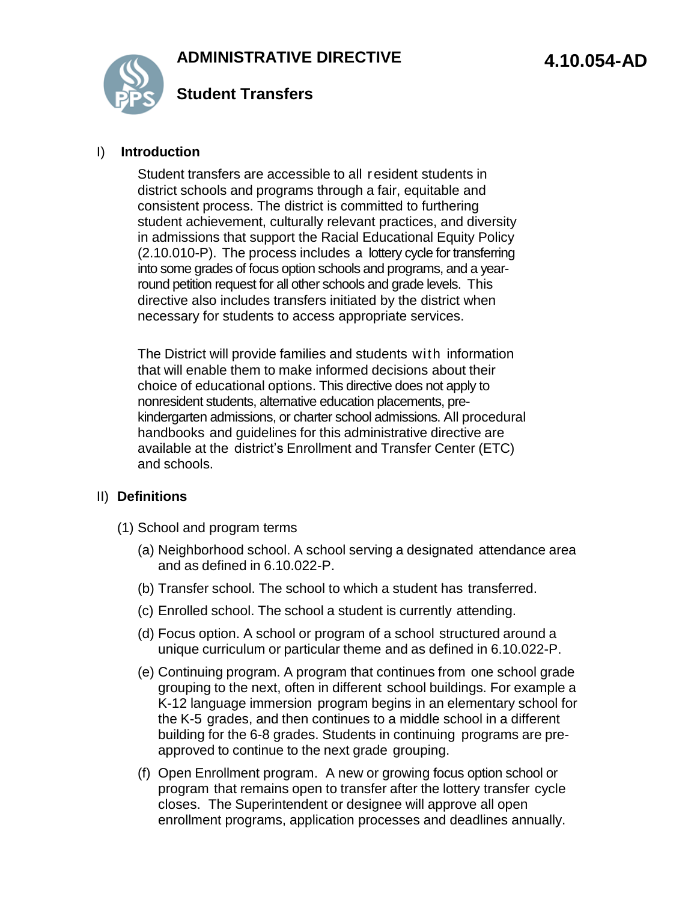# ADMINISTRATIVE DIRECTIVE

**4.10.054-AD**

## Student Transfers

### I) Introduction

Student transfers are accessible to all resident students in district schools and programs through a fair, equitable and consistent process. The district is committed to furthering student achievement, culturally relevant practices, and diversity in admissions that support the Racial Educational Equity Policy (2.10.010-P). The process includes a lottery cycle for transferring into some grades of focus option schools and programs, and a year-round petition request for all other schools and grade levels. This directive also includes transfers initiated by the district when necessary for students to access appropriate services.

The District will provide families and students with information that will enable them to make informed decisions about their choice of educational options. This directive does not apply to nonresident students, alternative education placements, pre-kindergarten admissions, or charter school admissions. All procedural handbooks and guidelines for this administrative directive are available at the district's Enrollment and Transfer Center (ETC) and schools.

### II) Definitions

(1) School and program terms

(a) Neighborhood school. A school serving a designated attendance area and as defined in 6.10.022-P.

(b) Transfer school. The school to which a student has transferred.

(c) Enrolled school. The school a student is currently attending.

(d) Focus option. A school or program of a school structured around a unique curriculum or particular theme and as defined in 6.10.022-P.

(e) Continuing program. A program that continues from one school grade grouping to the next, often in different school buildings. For example a K-12 language immersion program begins in an elementary school for the K-5 grades, and then continues to a middle school in a different building for the 6-8 grades. Students in continuing programs are pre-approved to continue to the next grade grouping.

(f) Open Enrollment program. A new or growing focus option school or program that remains open to transfer after the lottery transfer cycle closes. The Superintendent or designee will approve all open enrollment programs, application processes and deadlines annually.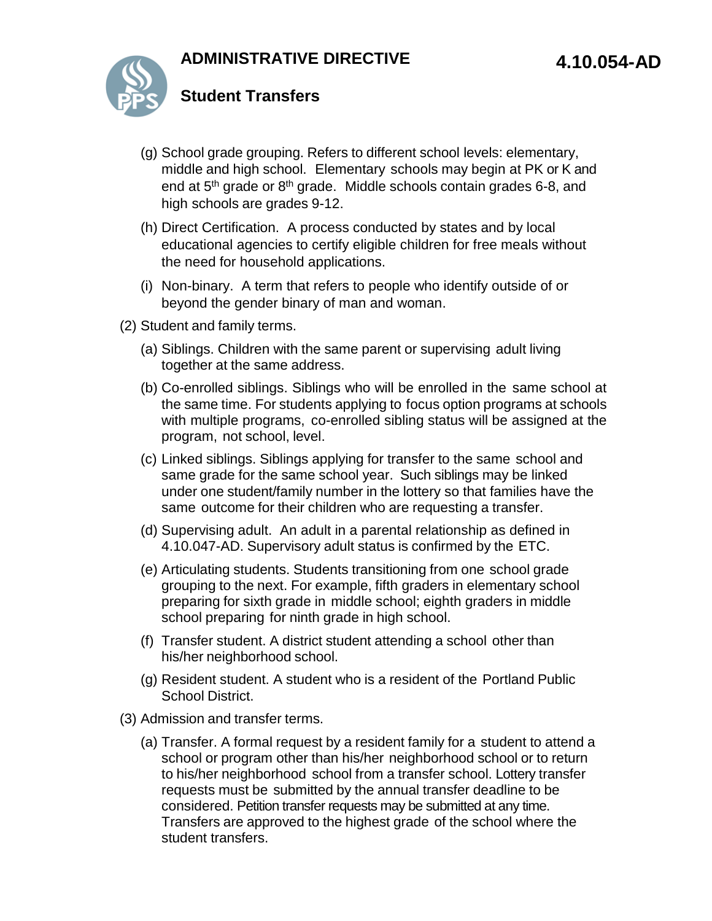(g) School grade grouping. Refers to different school levels: elementary, middle and high school. Elementary schools may begin at PK or K and end at 5th grade or 8th grade. Middle schools contain grades 6-8, and high schools are grades 9-12.

(h) Direct Certification. A process conducted by states and by local educational agencies to certify eligible children for free meals without the need for household applications.

(i) Non-binary. A term that refers to people who identify outside of or beyond the gender binary of man and woman.

(2) Student and family terms.

(a) Siblings. Children with the same parent or supervising adult living together at the same address.

(b) Co-enrolled siblings. Siblings who will be enrolled in the same school at the same time. For students applying to focus option programs at schools with multiple programs, co-enrolled sibling status will be assigned at the program, not school, level.

(c) Linked siblings. Siblings applying for transfer to the same school and same grade for the same school year. Such siblings may be linked under one student/family number in the lottery so that families have the same outcome for their children who are requesting a transfer.

(d) Supervising adult. An adult in a parental relationship as defined in 4.10.047-AD. Supervisory adult status is confirmed by the ETC.

(e) Articulating students. Students transitioning from one school grade grouping to the next. For example, fifth graders in elementary school preparing for sixth grade in middle school; eighth graders in middle school preparing for ninth grade in high school.

(f) Transfer student. A district student attending a school other than his/her neighborhood school.

(g) Resident student. A student who is a resident of the Portland Public School District.

(3) Admission and transfer terms.

(a) Transfer. A formal request by a resident family for a student to attend a school or program other than his/her neighborhood school or to return to his/her neighborhood school from a transfer school. Lottery transfer requests must be submitted by the annual transfer deadline to be considered. Petition transfer requests may be submitted at any time. Transfers are approved to the highest grade of the school where the student transfers.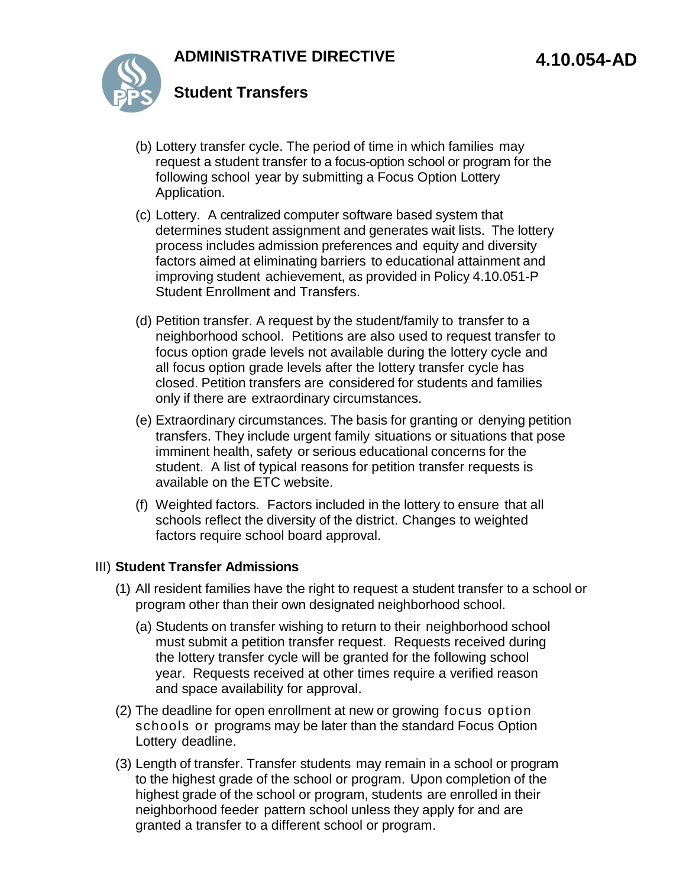(b) Lottery transfer cycle. The period of time in which families may request a student transfer to a focus-option school or program for the following school year by submitting a Focus Option Lottery Application.

(c) Lottery. A centralized computer software based system that determines student assignment and generates wait lists. The lottery process includes admission preferences and equity and diversity factors aimed at eliminating barriers to educational attainment and improving student achievement, as provided in Policy 4.10.051-P Student Enrollment and Transfers.

(d) Petition transfer. A request by the student/family to transfer to a neighborhood school. Petitions are also used to request transfer to focus option grade levels not available during the lottery cycle and all focus option grade levels after the lottery transfer cycle has closed. Petition transfers are considered for students and families only if there are extraordinary circumstances.

(e) Extraordinary circumstances. The basis for granting or denying petition transfers. They include urgent family situations or situations that pose imminent health, safety or serious educational concerns for the student. A list of typical reasons for petition transfer requests is available on the ETC website.

(f) Weighted factors. Factors included in the lottery to ensure that all schools reflect the diversity of the district. Changes to weighted factors require school board approval.

III) **Student Transfer Admissions**

(1) All resident families have the right to request a student transfer to a school or program other than their own designated neighborhood school.

(a) Students on transfer wishing to return to their neighborhood school must submit a petition transfer request. Requests received during the lottery transfer cycle will be granted for the following school year. Requests received at other times require a verified reason and space availability for approval.

(2) The deadline for open enrollment at new or growing focus option schools or programs may be later than the standard Focus Option Lottery deadline.

(3) Length of transfer. Transfer students may remain in a school or program to the highest grade of the school or program. Upon completion of the highest grade of the school or program, students are enrolled in their neighborhood feeder pattern school unless they apply for and are granted a transfer to a different school or program.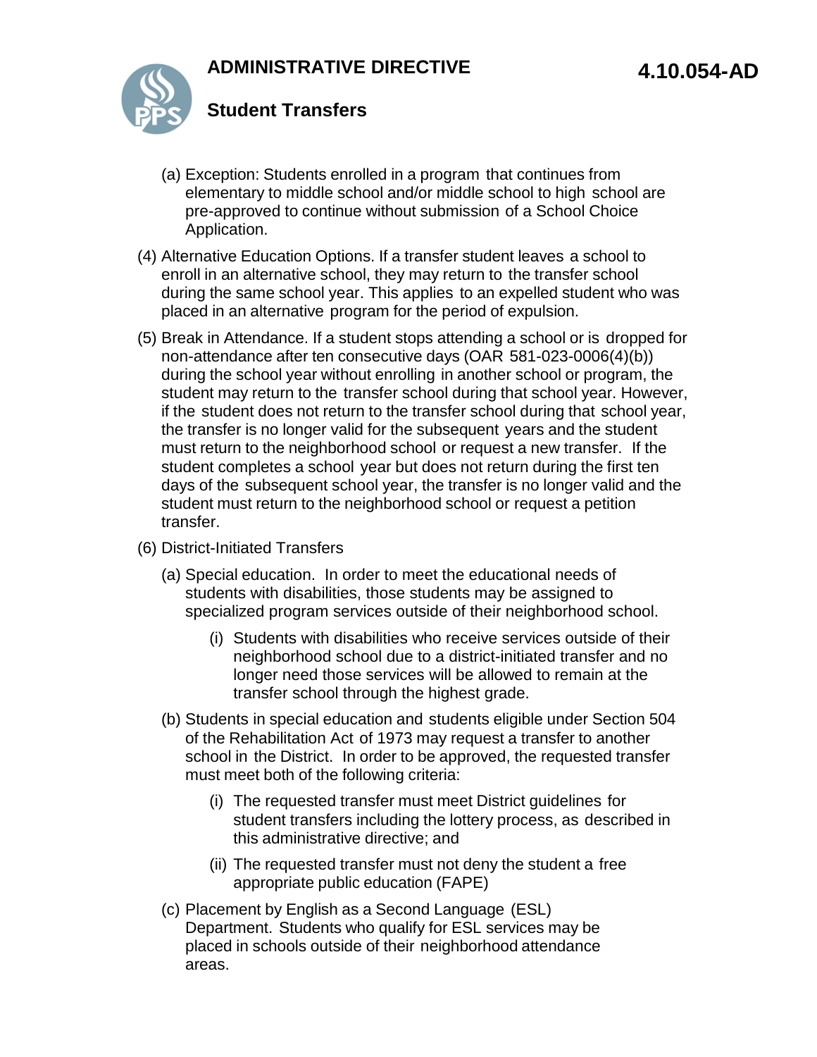(a) Exception: Students enrolled in a program that continues from elementary to middle school and/or middle school to high school are pre-approved to continue without submission of a School Choice Application.

(4) Alternative Education Options. If a transfer student leaves a school to enroll in an alternative school, they may return to the transfer school during the same school year. This applies to an expelled student who was placed in an alternative program for the period of expulsion.

(5) Break in Attendance. If a student stops attending a school or is dropped for non-attendance after ten consecutive days (OAR 581-023-0006(4)(b)) during the school year without enrolling in another school or program, the student may return to the transfer school during that school year. However, if the student does not return to the transfer school during that school year, the transfer is no longer valid for the subsequent years and the student must return to the neighborhood school or request a new transfer. If the student completes a school year but does not return during the first ten days of the subsequent school year, the transfer is no longer valid and the student must return to the neighborhood school or request a petition transfer.

(6) District-Initiated Transfers

(a) Special education. In order to meet the educational needs of students with disabilities, those students may be assigned to specialized program services outside of their neighborhood school.

(i) Students with disabilities who receive services outside of their neighborhood school due to a district-initiated transfer and no longer need those services will be allowed to remain at the transfer school through the highest grade.

(b) Students in special education and students eligible under Section 504 of the Rehabilitation Act of 1973 may request a transfer to another school in the District. In order to be approved, the requested transfer must meet both of the following criteria:

(i) The requested transfer must meet District guidelines for student transfers including the lottery process, as described in this administrative directive; and

(ii) The requested transfer must not deny the student a free appropriate public education (FAPE)

(c) Placement by English as a Second Language (ESL) Department. Students who qualify for ESL services may be placed in schools outside of their neighborhood attendance areas.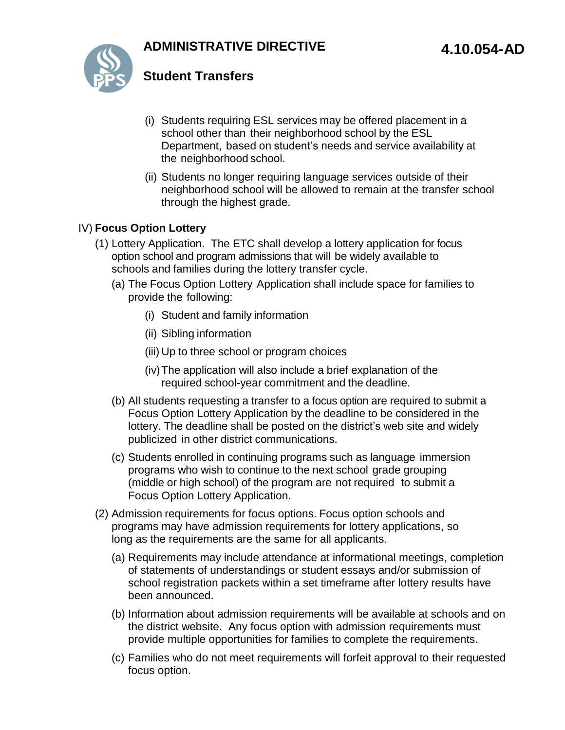(i) Students requiring ESL services may be offered placement in a school other than their neighborhood school by the ESL Department, based on student's needs and service availability at the neighborhood school.

(ii) Students no longer requiring language services outside of their neighborhood school will be allowed to remain at the transfer school through the highest grade.

IV) **Focus Option Lottery**

(1) Lottery Application. The ETC shall develop a lottery application for focus option school and program admissions that will be widely available to schools and families during the lottery transfer cycle.

(a) The Focus Option Lottery Application shall include space for families to provide the following:

(i) Student and family information

(ii) Sibling information

(iii) Up to three school or program choices

(iv) The application will also include a brief explanation of the required school-year commitment and the deadline.

(b) All students requesting a transfer to a focus option are required to submit a Focus Option Lottery Application by the deadline to be considered in the lottery. The deadline shall be posted on the district's web site and widely publicized in other district communications.

(c) Students enrolled in continuing programs such as language immersion programs who wish to continue to the next school grade grouping (middle or high school) of the program are not required to submit a Focus Option Lottery Application.

(2) Admission requirements for focus options. Focus option schools and programs may have admission requirements for lottery applications, so long as the requirements are the same for all applicants.

(a) Requirements may include attendance at informational meetings, completion of statements of understandings or student essays and/or submission of school registration packets within a set timeframe after lottery results have been announced.

(b) Information about admission requirements will be available at schools and on the district website. Any focus option with admission requirements must provide multiple opportunities for families to complete the requirements.

(c) Families who do not meet requirements will forfeit approval to their requested focus option.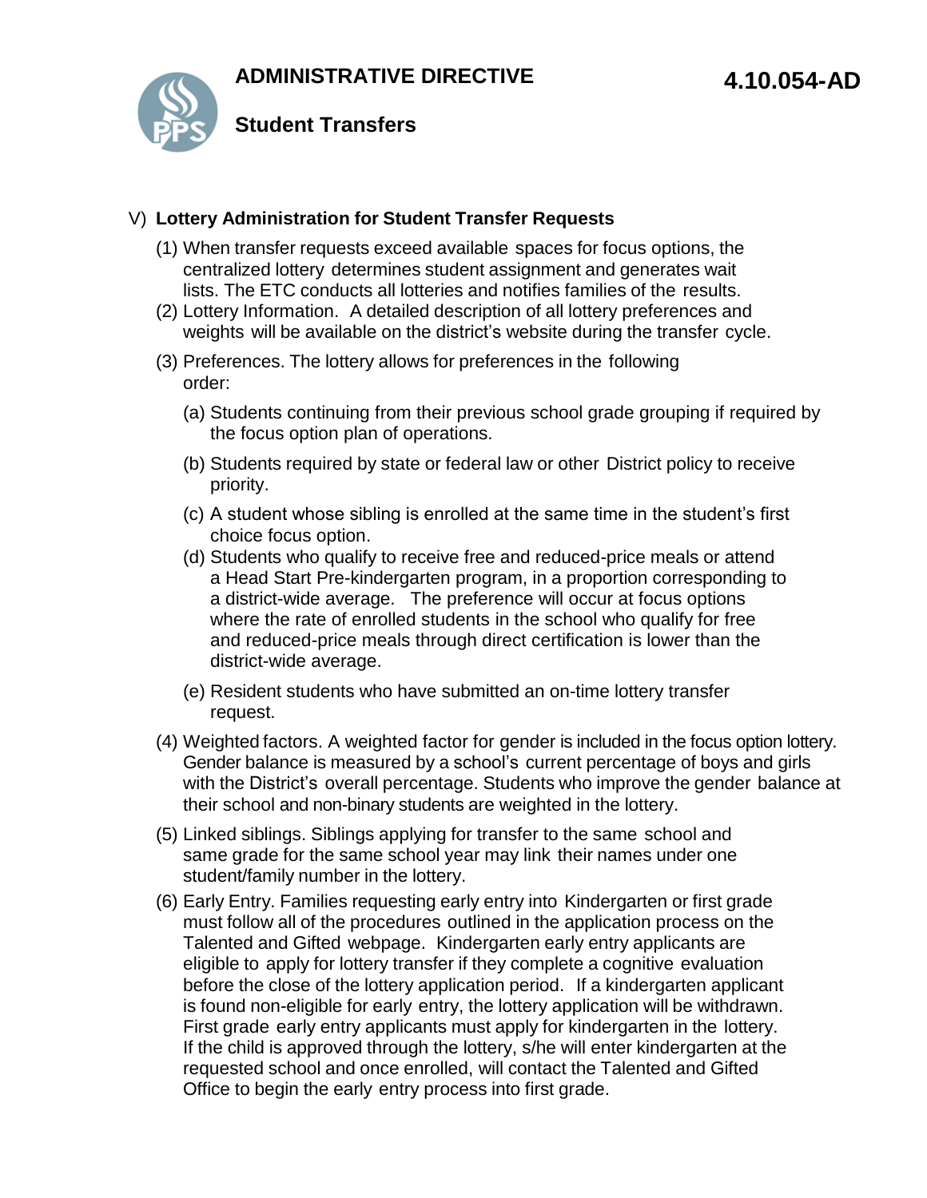# ADMINISTRATIVE DIRECTIVE 4.10.054-AD

## Student Transfers

V) **Lottery Administration for Student Transfer Requests**

(1) When transfer requests exceed available spaces for focus options, the centralized lottery determines student assignment and generates wait lists. The ETC conducts all lotteries and notifies families of the results.

(2) Lottery Information. A detailed description of all lottery preferences and weights will be available on the district's website during the transfer cycle.

(3) Preferences. The lottery allows for preferences in the following order:

(a) Students continuing from their previous school grade grouping if required by the focus option plan of operations.

(b) Students required by state or federal law or other District policy to receive priority.

(c) A student whose sibling is enrolled at the same time in the student's first choice focus option.

(d) Students who qualify to receive free and reduced-price meals or attend a Head Start Pre-kindergarten program, in a proportion corresponding to a district-wide average. The preference will occur at focus options where the rate of enrolled students in the school who qualify for free and reduced-price meals through direct certification is lower than the district-wide average.

(e) Resident students who have submitted an on-time lottery transfer request.

(4) Weighted factors. A weighted factor for gender is included in the focus option lottery. Gender balance is measured by a school's current percentage of boys and girls with the District's overall percentage. Students who improve the gender balance at their school and non-binary students are weighted in the lottery.

(5) Linked siblings. Siblings applying for transfer to the same school and same grade for the same school year may link their names under one student/family number in the lottery.

(6) Early Entry. Families requesting early entry into Kindergarten or first grade must follow all of the procedures outlined in the application process on the Talented and Gifted webpage. Kindergarten early entry applicants are eligible to apply for lottery transfer if they complete a cognitive evaluation before the close of the lottery application period. If a kindergarten applicant is found non-eligible for early entry, the lottery application will be withdrawn. First grade early entry applicants must apply for kindergarten in the lottery. If the child is approved through the lottery, s/he will enter kindergarten at the requested school and once enrolled, will contact the Talented and Gifted Office to begin the early entry process into first grade.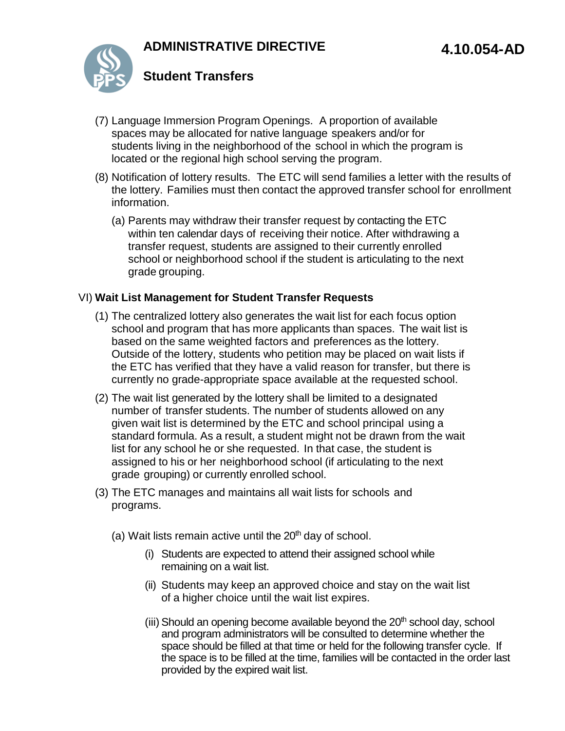(7) Language Immersion Program Openings. A proportion of available spaces may be allocated for native language speakers and/or for students living in the neighborhood of the school in which the program is located or the regional high school serving the program.

(8) Notification of lottery results. The ETC will send families a letter with the results of the lottery. Families must then contact the approved transfer school for enrollment information.

   (a) Parents may withdraw their transfer request by contacting the ETC within ten calendar days of receiving their notice. After withdrawing a transfer request, students are assigned to their currently enrolled school or neighborhood school if the student is articulating to the next grade grouping.

VI) **Wait List Management for Student Transfer Requests**

(1) The centralized lottery also generates the wait list for each focus option school and program that has more applicants than spaces. The wait list is based on the same weighted factors and preferences as the lottery. Outside of the lottery, students who petition may be placed on wait lists if the ETC has verified that they have a valid reason for transfer, but there is currently no grade-appropriate space available at the requested school.

(2) The wait list generated by the lottery shall be limited to a designated number of transfer students. The number of students allowed on any given wait list is determined by the ETC and school principal using a standard formula. As a result, a student might not be drawn from the wait list for any school he or she requested. In that case, the student is assigned to his or her neighborhood school (if articulating to the next grade grouping) or currently enrolled school.

(3) The ETC manages and maintains all wait lists for schools and programs.

   (a) Wait lists remain active until the 20th day of school.

      (i) Students are expected to attend their assigned school while remaining on a wait list.

      (ii) Students may keep an approved choice and stay on the wait list of a higher choice until the wait list expires.

      (iii) Should an opening become available beyond the 20th school day, school and program administrators will be consulted to determine whether the space should be filled at that time or held for the following transfer cycle. If the space is to be filled at the time, families will be contacted in the order last provided by the expired wait list.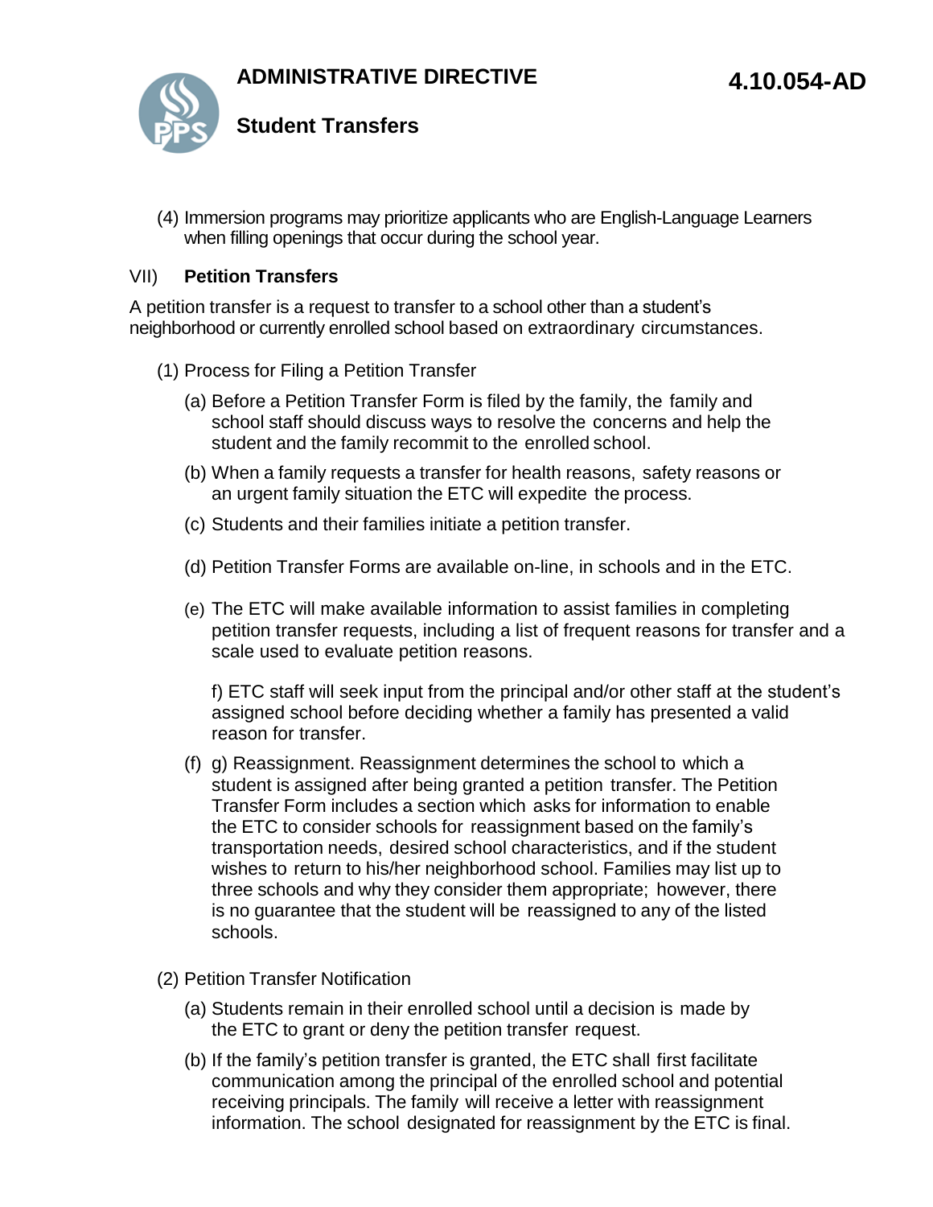(4) Immersion programs may prioritize applicants who are English-Language Learners when filling openings that occur during the school year.

## VII) **Petition Transfers**

A petition transfer is a request to transfer to a school other than a student's neighborhood or currently enrolled school based on extraordinary circumstances.

(1) Process for Filing a Petition Transfer

(a) Before a Petition Transfer Form is filed by the family, the family and school staff should discuss ways to resolve the concerns and help the student and the family recommit to the enrolled school.

(b) When a family requests a transfer for health reasons, safety reasons or an urgent family situation the ETC will expedite the process.

(c) Students and their families initiate a petition transfer.

(d) Petition Transfer Forms are available on-line, in schools and in the ETC.

(e) The ETC will make available information to assist families in completing petition transfer requests, including a list of frequent reasons for transfer and a scale used to evaluate petition reasons.

f) ETC staff will seek input from the principal and/or other staff at the student's assigned school before deciding whether a family has presented a valid reason for transfer.

(f) g) Reassignment. Reassignment determines the school to which a student is assigned after being granted a petition transfer. The Petition Transfer Form includes a section which asks for information to enable the ETC to consider schools for reassignment based on the family's transportation needs, desired school characteristics, and if the student wishes to return to his/her neighborhood school. Families may list up to three schools and why they consider them appropriate; however, there is no guarantee that the student will be reassigned to any of the listed schools.

(2) Petition Transfer Notification

(a) Students remain in their enrolled school until a decision is made by the ETC to grant or deny the petition transfer request.

(b) If the family's petition transfer is granted, the ETC shall first facilitate communication among the principal of the enrolled school and potential receiving principals. The family will receive a letter with reassignment information. The school designated for reassignment by the ETC is final.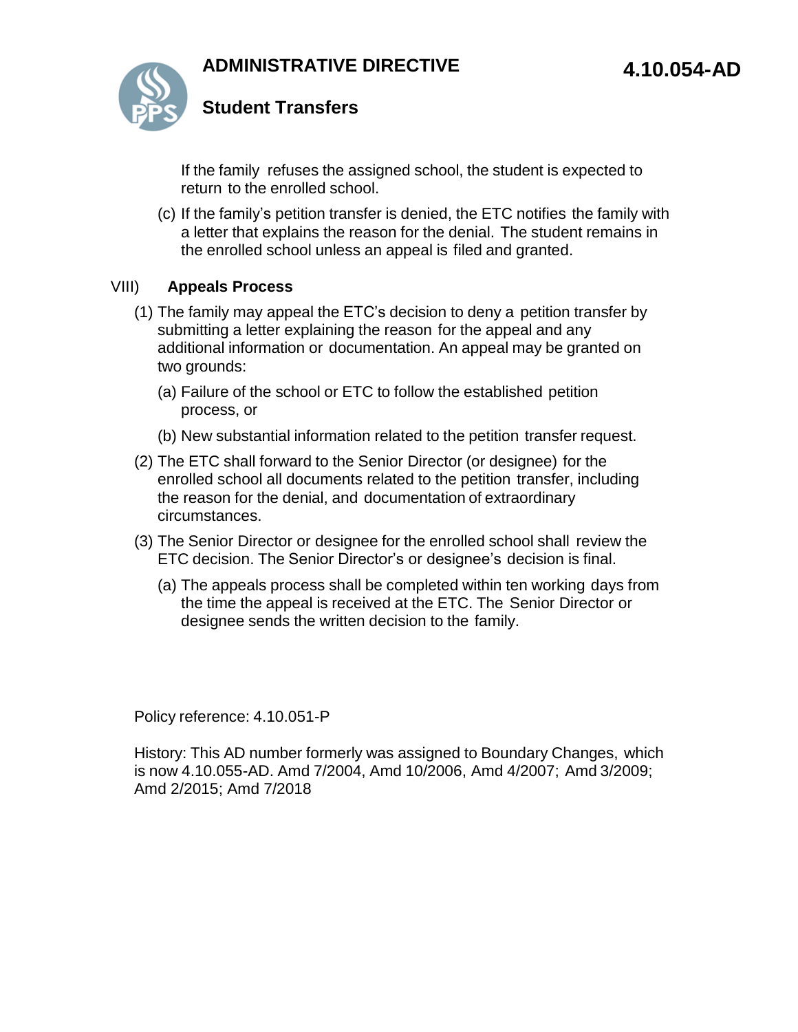If the family refuses the assigned school, the student is expected to return to the enrolled school.

(c) If the family's petition transfer is denied, the ETC notifies the family with a letter that explains the reason for the denial. The student remains in the enrolled school unless an appeal is filed and granted.

## VIII) Appeals Process

(1) The family may appeal the ETC's decision to deny a petition transfer by submitting a letter explaining the reason for the appeal and any additional information or documentation. An appeal may be granted on two grounds:

  (a) Failure of the school or ETC to follow the established petition process, or

  (b) New substantial information related to the petition transfer request.

(2) The ETC shall forward to the Senior Director (or designee) for the enrolled school all documents related to the petition transfer, including the reason for the denial, and documentation of extraordinary circumstances.

(3) The Senior Director or designee for the enrolled school shall review the ETC decision. The Senior Director's or designee's decision is final.

  (a) The appeals process shall be completed within ten working days from the time the appeal is received at the ETC. The Senior Director or designee sends the written decision to the family.

Policy reference: 4.10.051-P

History: This AD number formerly was assigned to Boundary Changes, which is now 4.10.055-AD. Amd 7/2004, Amd 10/2006, Amd 4/2007; Amd 3/2009; Amd 2/2015; Amd 7/2018